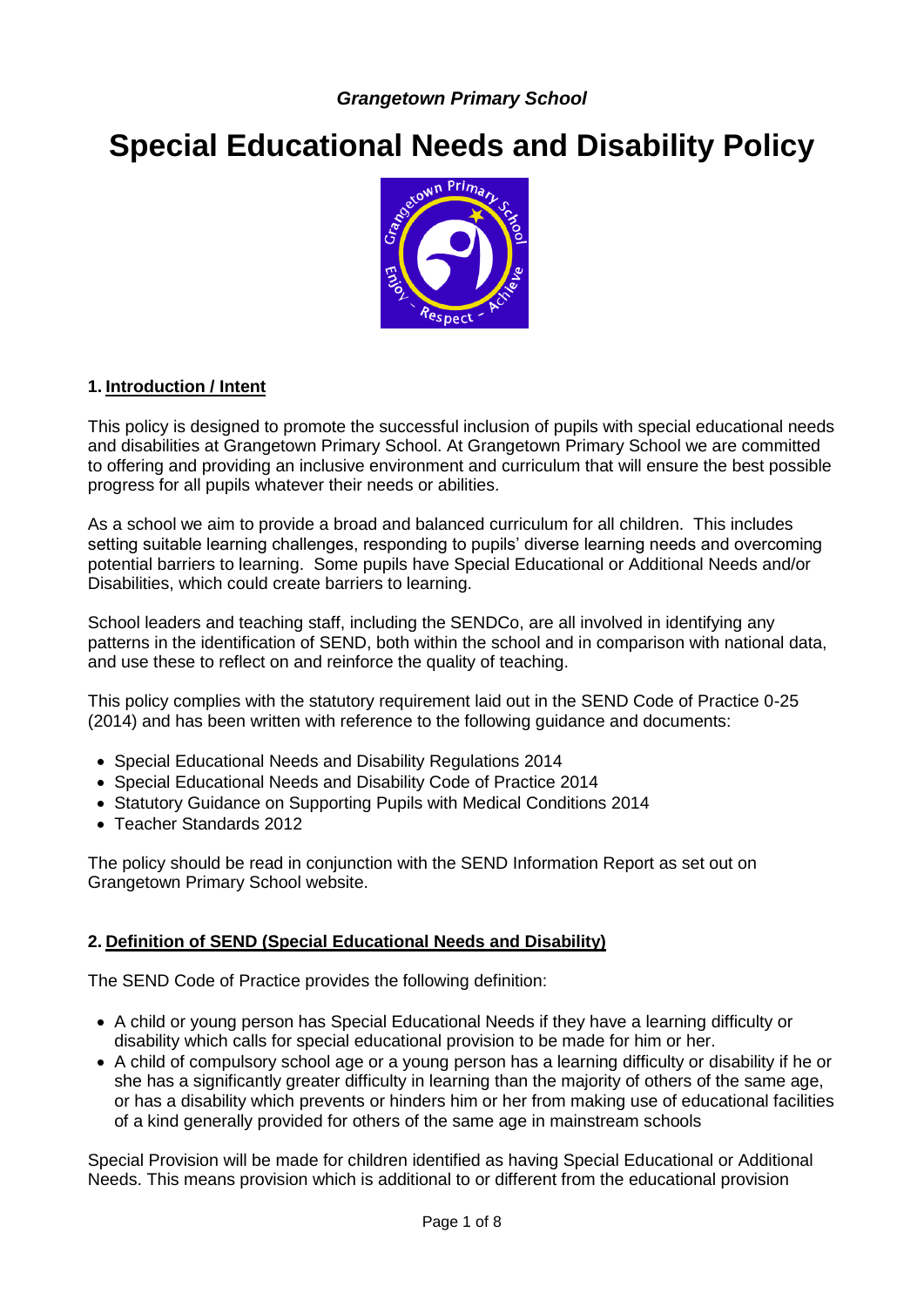*Grangetown Primary School*

# Special Educational Needs and Disability Policy

## 1. Introduction / Intent

This policy is designed to promote the successful inclusion of pupils with special educational needs and disabilities at Grangetown Primary School. At Grangetown Primary School we are committed to offering and providing an inclusive environment and curriculum that will ensure the best possible progress for all pupils whatever their needs or abilities.

As a school we aim to provide a broad and balanced curriculum for all children. This includes setting suitable learning challenges, responding to pupils' diverse learning needs and overcoming potential barriers to learning. Some pupils have Special Educational or Additional Needs and/or Disabilities, which could create barriers to learning.

School leaders and teaching staff, including the SENDCo, are all involved in identifying any patterns in the identification of SEND, both within the school and in comparison with national data, and use these to reflect on and reinforce the quality of teaching.

This policy complies with the statutory requirement laid out in the SEND Code of Practice 0-25 (2014) and has been written with reference to the following guidance and documents:

- Special Educational Needs and Disability Regulations 2014
- Special Educational Needs and Disability Code of Practice 2014
- Statutory Guidance on Supporting Pupils with Medical Conditions 2014
- Teacher Standards 2012

The policy should be read in conjunction with the SEND Information Report as set out on Grangetown Primary School website.

## 2. Definition of SEND (Special Educational Needs and Disability)

The SEND Code of Practice provides the following definition:

- A child or young person has Special Educational Needs if they have a learning difficulty or disability which calls for special educational provision to be made for him or her.
- A child of compulsory school age or a young person has a learning difficulty or disability if he or she has a significantly greater difficulty in learning than the majority of others of the same age, or has a disability which prevents or hinders him or her from making use of educational facilities of a kind generally provided for others of the same age in mainstream schools

Special Provision will be made for children identified as having Special Educational or Additional Needs. This means provision which is additional to or different from the educational provision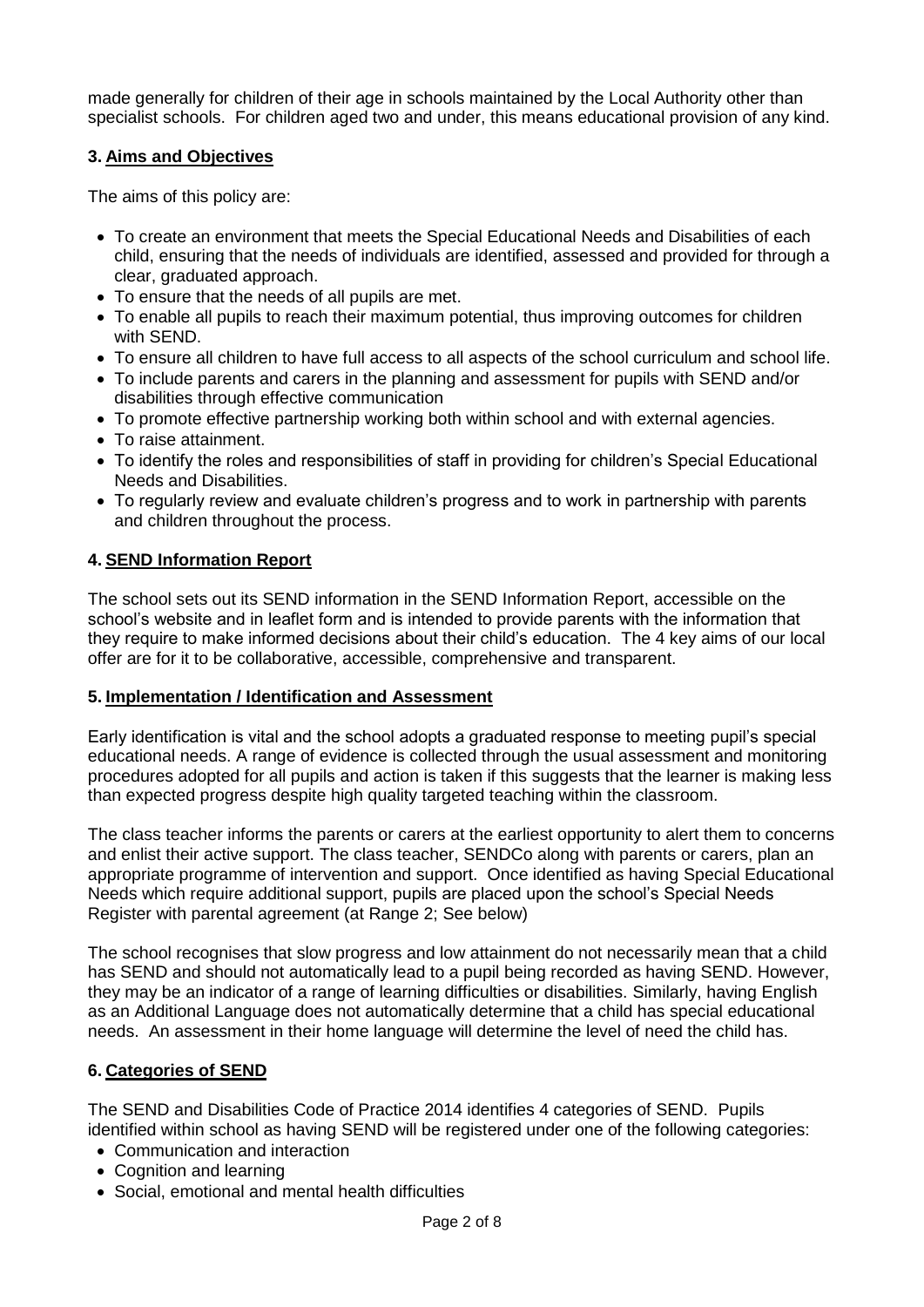made generally for children of their age in schools maintained by the Local Authority other than specialist schools. For children aged two and under, this means educational provision of any kind.

## 3. Aims and Objectives

The aims of this policy are:

- To create an environment that meets the Special Educational Needs and Disabilities of each child, ensuring that the needs of individuals are identified, assessed and provided for through a clear, graduated approach.
- To ensure that the needs of all pupils are met.
- To enable all pupils to reach their maximum potential, thus improving outcomes for children with SEND.
- To ensure all children to have full access to all aspects of the school curriculum and school life.
- To include parents and carers in the planning and assessment for pupils with SEND and/or disabilities through effective communication
- To promote effective partnership working both within school and with external agencies.
- To raise attainment.
- To identify the roles and responsibilities of staff in providing for children's Special Educational Needs and Disabilities.
- To regularly review and evaluate children's progress and to work in partnership with parents and children throughout the process.

## 4. SEND Information Report

The school sets out its SEND information in the SEND Information Report, accessible on the school's website and in leaflet form and is intended to provide parents with the information that they require to make informed decisions about their child's education. The 4 key aims of our local offer are for it to be collaborative, accessible, comprehensive and transparent.

## 5. Implementation / Identification and Assessment

Early identification is vital and the school adopts a graduated response to meeting pupil's special educational needs. A range of evidence is collected through the usual assessment and monitoring procedures adopted for all pupils and action is taken if this suggests that the learner is making less than expected progress despite high quality targeted teaching within the classroom.

The class teacher informs the parents or carers at the earliest opportunity to alert them to concerns and enlist their active support. The class teacher, SENDCo along with parents or carers, plan an appropriate programme of intervention and support. Once identified as having Special Educational Needs which require additional support, pupils are placed upon the school's Special Needs Register with parental agreement (at Range 2; See below)

The school recognises that slow progress and low attainment do not necessarily mean that a child has SEND and should not automatically lead to a pupil being recorded as having SEND. However, they may be an indicator of a range of learning difficulties or disabilities. Similarly, having English as an Additional Language does not automatically determine that a child has special educational needs. An assessment in their home language will determine the level of need the child has.

## 6. Categories of SEND

The SEND and Disabilities Code of Practice 2014 identifies 4 categories of SEND. Pupils identified within school as having SEND will be registered under one of the following categories:

- Communication and interaction
- Cognition and learning
- Social, emotional and mental health difficulties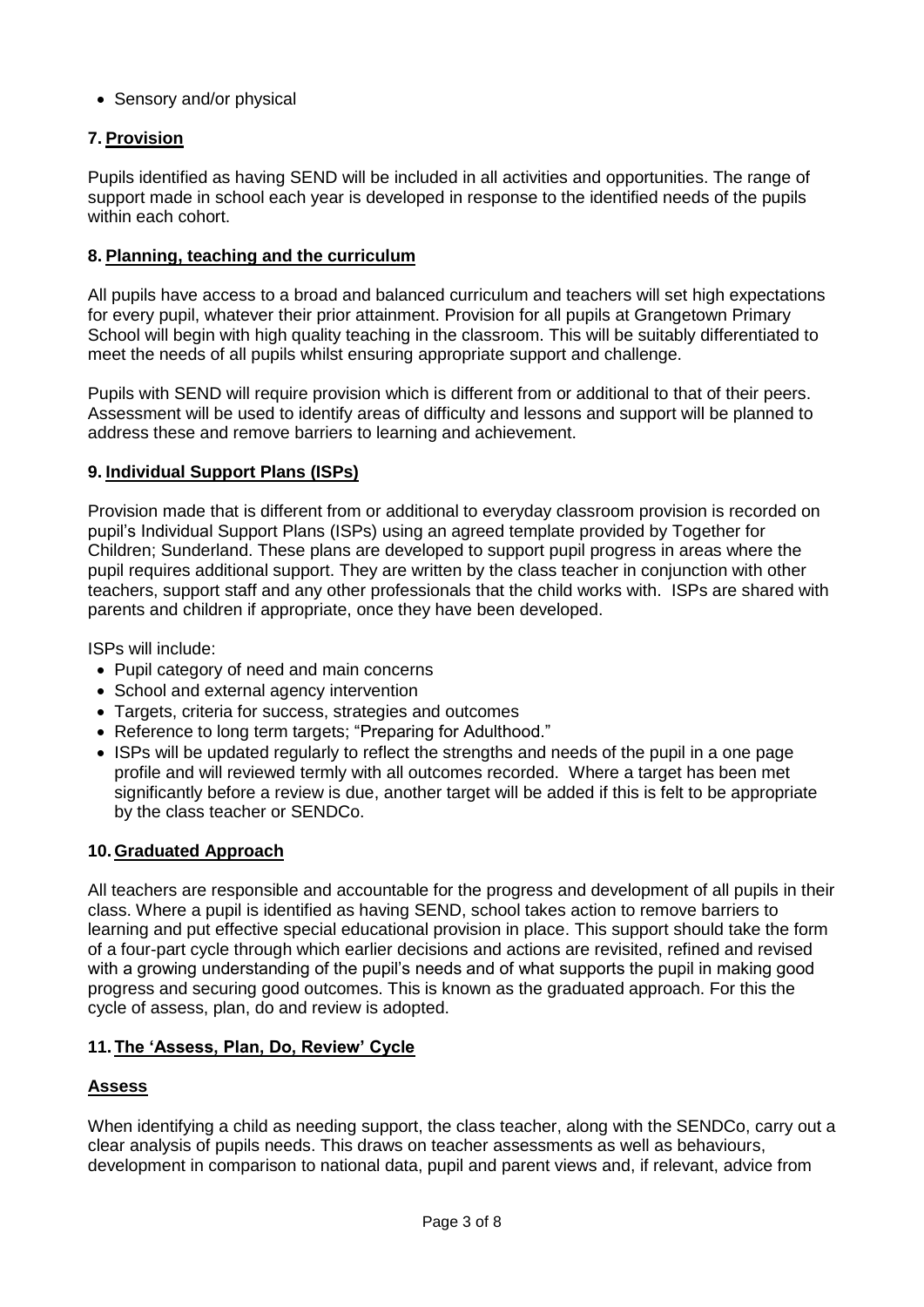- Sensory and/or physical

## 7. Provision

Pupils identified as having SEND will be included in all activities and opportunities. The range of support made in school each year is developed in response to the identified needs of the pupils within each cohort.

## 8. Planning, teaching and the curriculum

All pupils have access to a broad and balanced curriculum and teachers will set high expectations for every pupil, whatever their prior attainment. Provision for all pupils at Grangetown Primary School will begin with high quality teaching in the classroom. This will be suitably differentiated to meet the needs of all pupils whilst ensuring appropriate support and challenge.

Pupils with SEND will require provision which is different from or additional to that of their peers. Assessment will be used to identify areas of difficulty and lessons and support will be planned to address these and remove barriers to learning and achievement.

## 9. Individual Support Plans (ISPs)

Provision made that is different from or additional to everyday classroom provision is recorded on pupil's Individual Support Plans (ISPs) using an agreed template provided by Together for Children; Sunderland. These plans are developed to support pupil progress in areas where the pupil requires additional support. They are written by the class teacher in conjunction with other teachers, support staff and any other professionals that the child works with. ISPs are shared with parents and children if appropriate, once they have been developed.

ISPs will include:

- Pupil category of need and main concerns
- School and external agency intervention
- Targets, criteria for success, strategies and outcomes
- Reference to long term targets; "Preparing for Adulthood."
- ISPs will be updated regularly to reflect the strengths and needs of the pupil in a one page profile and will reviewed termly with all outcomes recorded. Where a target has been met significantly before a review is due, another target will be added if this is felt to be appropriate by the class teacher or SENDCo.

## 10. Graduated Approach

All teachers are responsible and accountable for the progress and development of all pupils in their class. Where a pupil is identified as having SEND, school takes action to remove barriers to learning and put effective special educational provision in place. This support should take the form of a four-part cycle through which earlier decisions and actions are revisited, refined and revised with a growing understanding of the pupil's needs and of what supports the pupil in making good progress and securing good outcomes. This is known as the graduated approach. For this the cycle of assess, plan, do and review is adopted.

## 11. The 'Assess, Plan, Do, Review' Cycle

### Assess

When identifying a child as needing support, the class teacher, along with the SENDCo, carry out a clear analysis of pupils needs. This draws on teacher assessments as well as behaviours, development in comparison to national data, pupil and parent views and, if relevant, advice from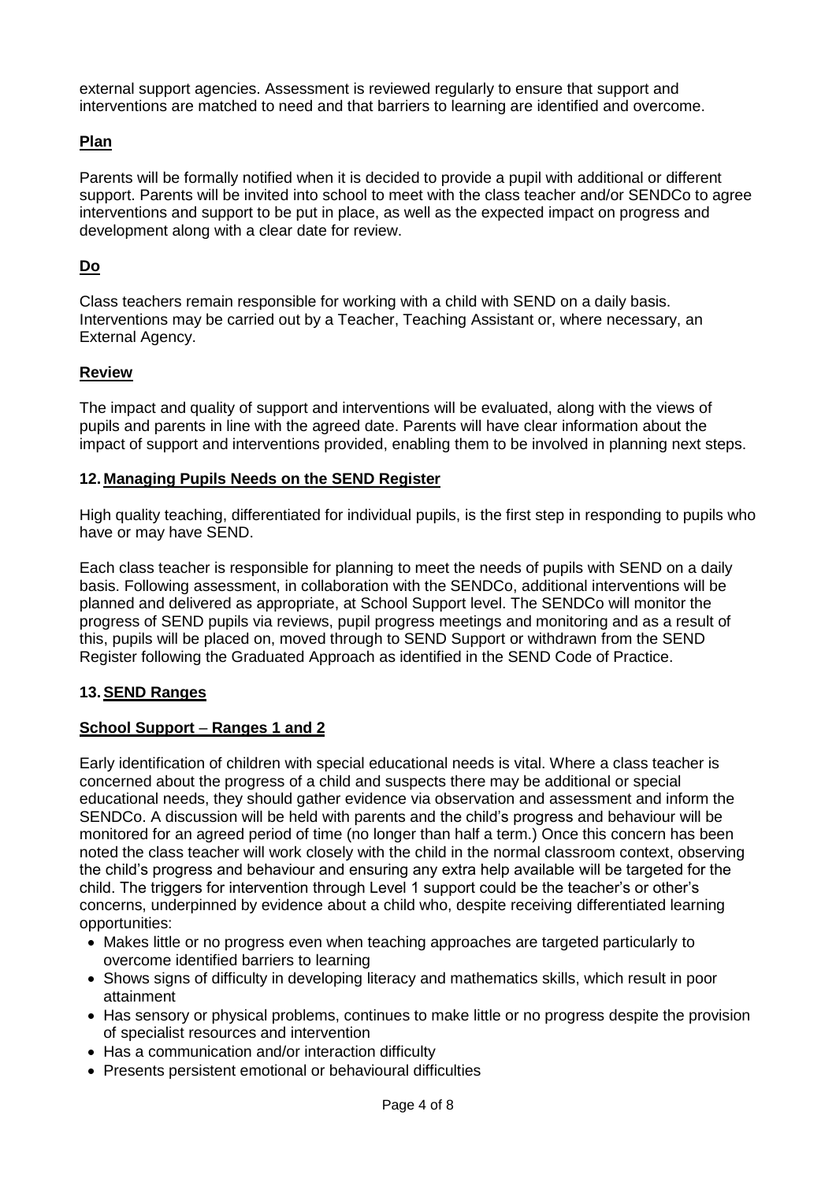external support agencies. Assessment is reviewed regularly to ensure that support and interventions are matched to need and that barriers to learning are identified and overcome.

### Plan

Parents will be formally notified when it is decided to provide a pupil with additional or different support. Parents will be invited into school to meet with the class teacher and/or SENDCo to agree interventions and support to be put in place, as well as the expected impact on progress and development along with a clear date for review.

### Do

Class teachers remain responsible for working with a child with SEND on a daily basis. Interventions may be carried out by a Teacher, Teaching Assistant or, where necessary, an External Agency.

### Review

The impact and quality of support and interventions will be evaluated, along with the views of pupils and parents in line with the agreed date. Parents will have clear information about the impact of support and interventions provided, enabling them to be involved in planning next steps.

## 12. Managing Pupils Needs on the SEND Register

High quality teaching, differentiated for individual pupils, is the first step in responding to pupils who have or may have SEND.

Each class teacher is responsible for planning to meet the needs of pupils with SEND on a daily basis. Following assessment, in collaboration with the SENDCo, additional interventions will be planned and delivered as appropriate, at School Support level. The SENDCo will monitor the progress of SEND pupils via reviews, pupil progress meetings and monitoring and as a result of this, pupils will be placed on, moved through to SEND Support or withdrawn from the SEND Register following the Graduated Approach as identified in the SEND Code of Practice.

## 13. SEND Ranges

### School Support – Ranges 1 and 2

Early identification of children with special educational needs is vital. Where a class teacher is concerned about the progress of a child and suspects there may be additional or special educational needs, they should gather evidence via observation and assessment and inform the SENDCo. A discussion will be held with parents and the child's progress and behaviour will be monitored for an agreed period of time (no longer than half a term.) Once this concern has been noted the class teacher will work closely with the child in the normal classroom context, observing the child's progress and behaviour and ensuring any extra help available will be targeted for the child. The triggers for intervention through Level 1 support could be the teacher's or other's concerns, underpinned by evidence about a child who, despite receiving differentiated learning opportunities:

- Makes little or no progress even when teaching approaches are targeted particularly to overcome identified barriers to learning
- Shows signs of difficulty in developing literacy and mathematics skills, which result in poor attainment
- Has sensory or physical problems, continues to make little or no progress despite the provision of specialist resources and intervention
- Has a communication and/or interaction difficulty
- Presents persistent emotional or behavioural difficulties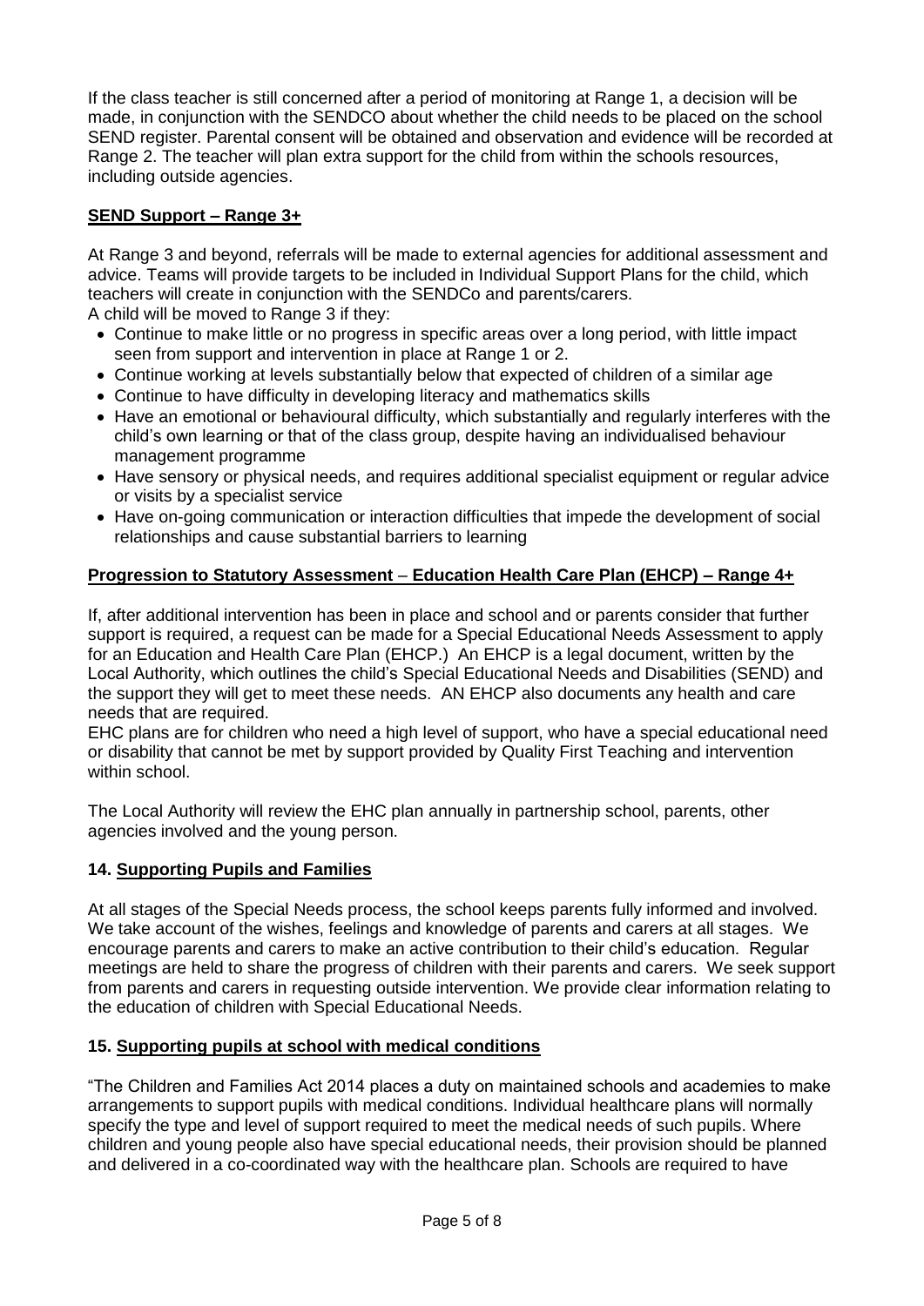If the class teacher is still concerned after a period of monitoring at Range 1, a decision will be made, in conjunction with the SENDCO about whether the child needs to be placed on the school SEND register. Parental consent will be obtained and observation and evidence will be recorded at Range 2. The teacher will plan extra support for the child from within the schools resources, including outside agencies.

**SEND Support – Range 3+**

At Range 3 and beyond, referrals will be made to external agencies for additional assessment and advice. Teams will provide targets to be included in Individual Support Plans for the child, which teachers will create in conjunction with the SENDCo and parents/carers.
A child will be moved to Range 3 if they:

- Continue to make little or no progress in specific areas over a long period, with little impact seen from support and intervention in place at Range 1 or 2.
- Continue working at levels substantially below that expected of children of a similar age
- Continue to have difficulty in developing literacy and mathematics skills
- Have an emotional or behavioural difficulty, which substantially and regularly interferes with the child's own learning or that of the class group, despite having an individualised behaviour management programme
- Have sensory or physical needs, and requires additional specialist equipment or regular advice or visits by a specialist service
- Have on-going communication or interaction difficulties that impede the development of social relationships and cause substantial barriers to learning

**Progression to Statutory Assessment – Education Health Care Plan (EHCP) – Range 4+**

If, after additional intervention has been in place and school and or parents consider that further support is required, a request can be made for a Special Educational Needs Assessment to apply for an Education and Health Care Plan (EHCP.) An EHCP is a legal document, written by the Local Authority, which outlines the child's Special Educational Needs and Disabilities (SEND) and the support they will get to meet these needs. AN EHCP also documents any health and care needs that are required.
EHC plans are for children who need a high level of support, who have a special educational need or disability that cannot be met by support provided by Quality First Teaching and intervention within school.

The Local Authority will review the EHC plan annually in partnership school, parents, other agencies involved and the young person.

## 14. Supporting Pupils and Families

At all stages of the Special Needs process, the school keeps parents fully informed and involved. We take account of the wishes, feelings and knowledge of parents and carers at all stages. We encourage parents and carers to make an active contribution to their child's education. Regular meetings are held to share the progress of children with their parents and carers. We seek support from parents and carers in requesting outside intervention. We provide clear information relating to the education of children with Special Educational Needs.

## 15. Supporting pupils at school with medical conditions

"The Children and Families Act 2014 places a duty on maintained schools and academies to make arrangements to support pupils with medical conditions. Individual healthcare plans will normally specify the type and level of support required to meet the medical needs of such pupils. Where children and young people also have special educational needs, their provision should be planned and delivered in a co-coordinated way with the healthcare plan. Schools are required to have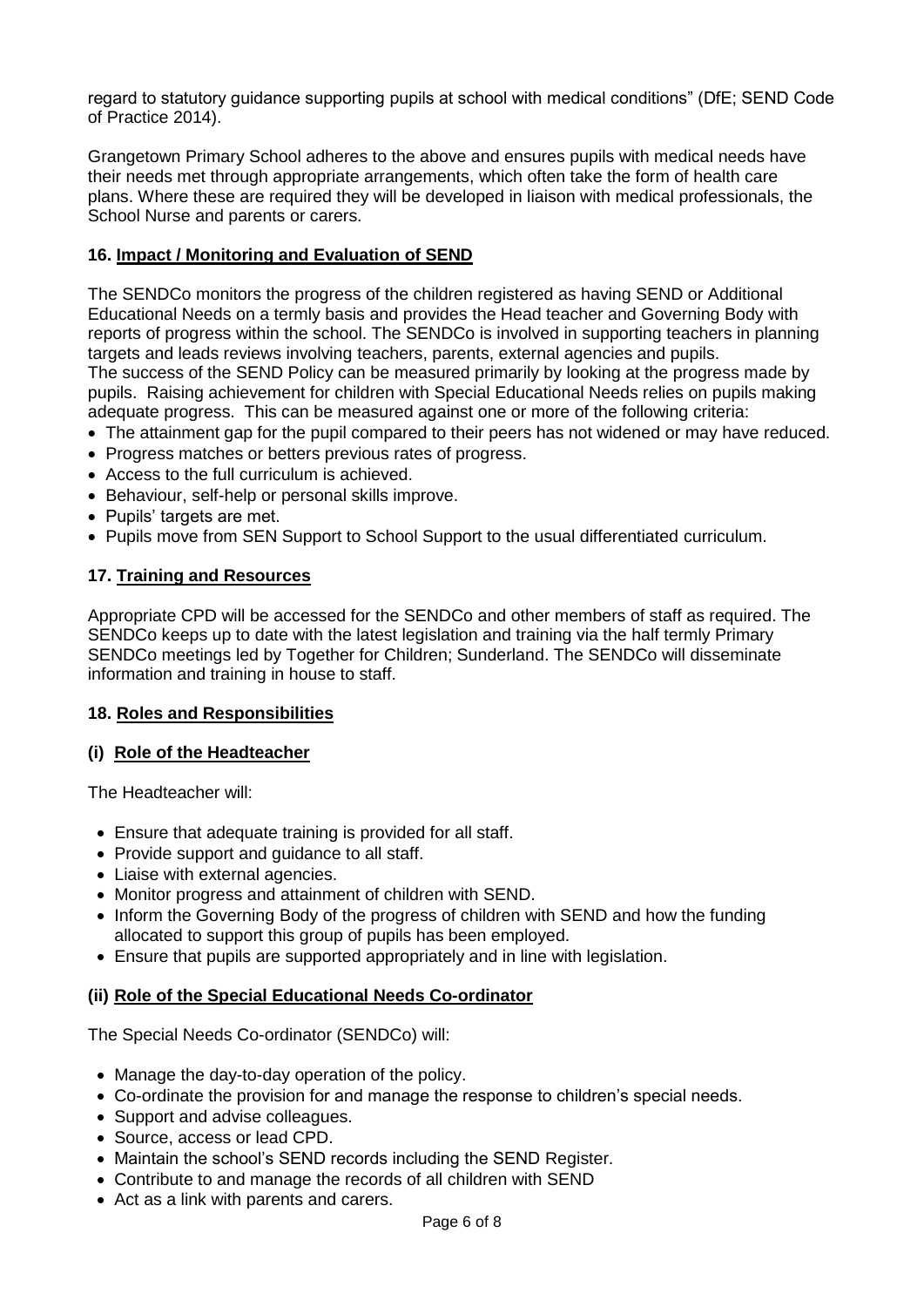regard to statutory guidance supporting pupils at school with medical conditions" (DfE; SEND Code of Practice 2014).

Grangetown Primary School adheres to the above and ensures pupils with medical needs have their needs met through appropriate arrangements, which often take the form of health care plans. Where these are required they will be developed in liaison with medical professionals, the School Nurse and parents or carers.

## 16. Impact / Monitoring and Evaluation of SEND

The SENDCo monitors the progress of the children registered as having SEND or Additional Educational Needs on a termly basis and provides the Head teacher and Governing Body with reports of progress within the school. The SENDCo is involved in supporting teachers in planning targets and leads reviews involving teachers, parents, external agencies and pupils.
The success of the SEND Policy can be measured primarily by looking at the progress made by pupils. Raising achievement for children with Special Educational Needs relies on pupils making adequate progress. This can be measured against one or more of the following criteria:

- The attainment gap for the pupil compared to their peers has not widened or may have reduced.
- Progress matches or betters previous rates of progress.
- Access to the full curriculum is achieved.
- Behaviour, self-help or personal skills improve.
- Pupils' targets are met.
- Pupils move from SEN Support to School Support to the usual differentiated curriculum.

## 17. Training and Resources

Appropriate CPD will be accessed for the SENDCo and other members of staff as required. The SENDCo keeps up to date with the latest legislation and training via the half termly Primary SENDCo meetings led by Together for Children; Sunderland. The SENDCo will disseminate information and training in house to staff.

## 18. Roles and Responsibilities

### (i) Role of the Headteacher

The Headteacher will:

- Ensure that adequate training is provided for all staff.
- Provide support and guidance to all staff.
- Liaise with external agencies.
- Monitor progress and attainment of children with SEND.
- Inform the Governing Body of the progress of children with SEND and how the funding allocated to support this group of pupils has been employed.
- Ensure that pupils are supported appropriately and in line with legislation.

### (ii) Role of the Special Educational Needs Co-ordinator

The Special Needs Co-ordinator (SENDCo) will:

- Manage the day-to-day operation of the policy.
- Co-ordinate the provision for and manage the response to children's special needs.
- Support and advise colleagues.
- Source, access or lead CPD.
- Maintain the school's SEND records including the SEND Register.
- Contribute to and manage the records of all children with SEND
- Act as a link with parents and carers.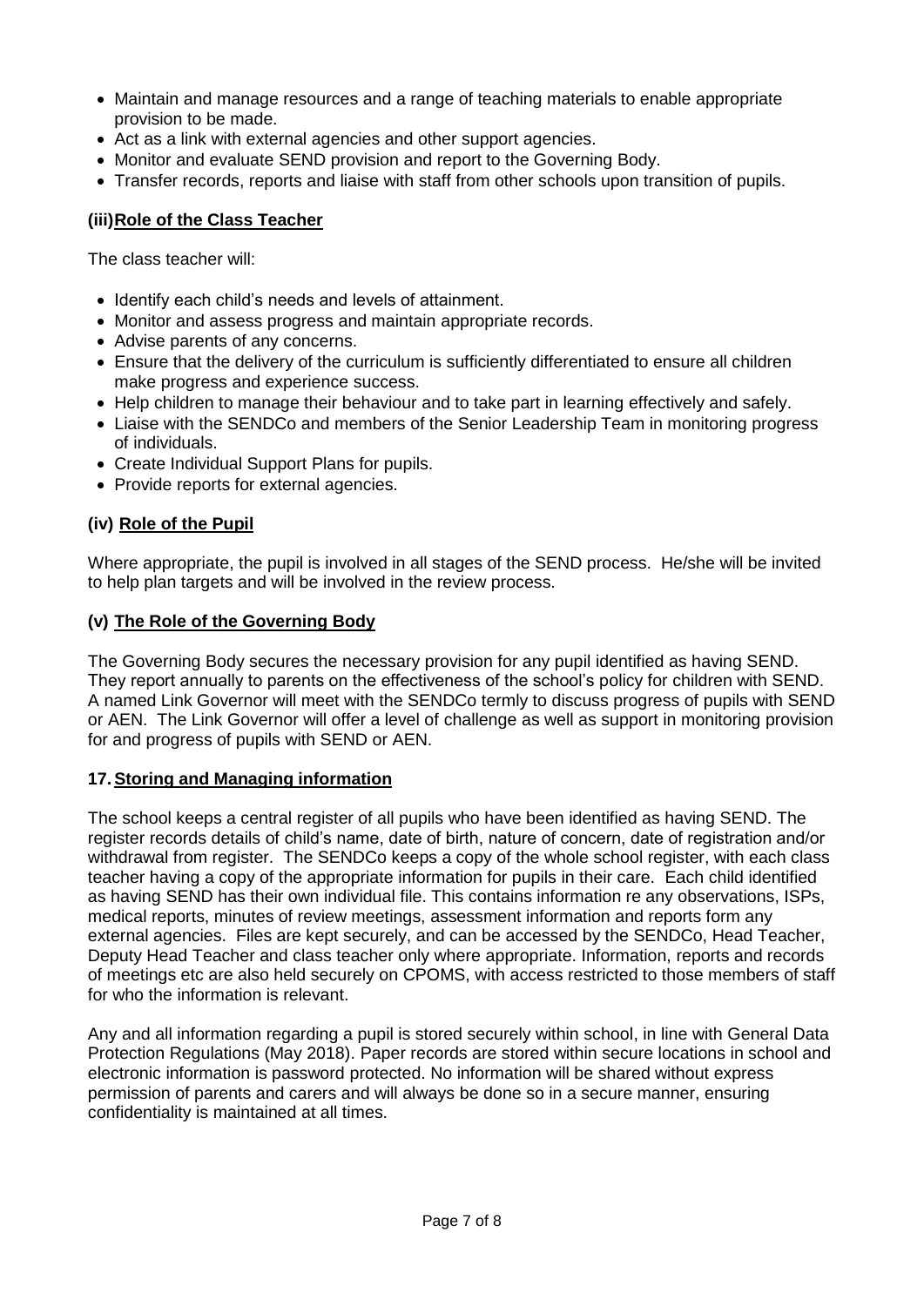- Maintain and manage resources and a range of teaching materials to enable appropriate provision to be made.
- Act as a link with external agencies and other support agencies.
- Monitor and evaluate SEND provision and report to the Governing Body.
- Transfer records, reports and liaise with staff from other schools upon transition of pupils.

### (iii) Role of the Class Teacher

The class teacher will:

- Identify each child's needs and levels of attainment.
- Monitor and assess progress and maintain appropriate records.
- Advise parents of any concerns.
- Ensure that the delivery of the curriculum is sufficiently differentiated to ensure all children make progress and experience success.
- Help children to manage their behaviour and to take part in learning effectively and safely.
- Liaise with the SENDCo and members of the Senior Leadership Team in monitoring progress of individuals.
- Create Individual Support Plans for pupils.
- Provide reports for external agencies.

### (iv) Role of the Pupil

Where appropriate, the pupil is involved in all stages of the SEND process. He/she will be invited to help plan targets and will be involved in the review process.

### (v) The Role of the Governing Body

The Governing Body secures the necessary provision for any pupil identified as having SEND. They report annually to parents on the effectiveness of the school's policy for children with SEND. A named Link Governor will meet with the SENDCo termly to discuss progress of pupils with SEND or AEN. The Link Governor will offer a level of challenge as well as support in monitoring provision for and progress of pupils with SEND or AEN.

## 17. Storing and Managing information

The school keeps a central register of all pupils who have been identified as having SEND. The register records details of child's name, date of birth, nature of concern, date of registration and/or withdrawal from register. The SENDCo keeps a copy of the whole school register, with each class teacher having a copy of the appropriate information for pupils in their care. Each child identified as having SEND has their own individual file. This contains information re any observations, ISPs, medical reports, minutes of review meetings, assessment information and reports form any external agencies. Files are kept securely, and can be accessed by the SENDCo, Head Teacher, Deputy Head Teacher and class teacher only where appropriate. Information, reports and records of meetings etc are also held securely on CPOMS, with access restricted to those members of staff for who the information is relevant.

Any and all information regarding a pupil is stored securely within school, in line with General Data Protection Regulations (May 2018). Paper records are stored within secure locations in school and electronic information is password protected. No information will be shared without express permission of parents and carers and will always be done so in a secure manner, ensuring confidentiality is maintained at all times.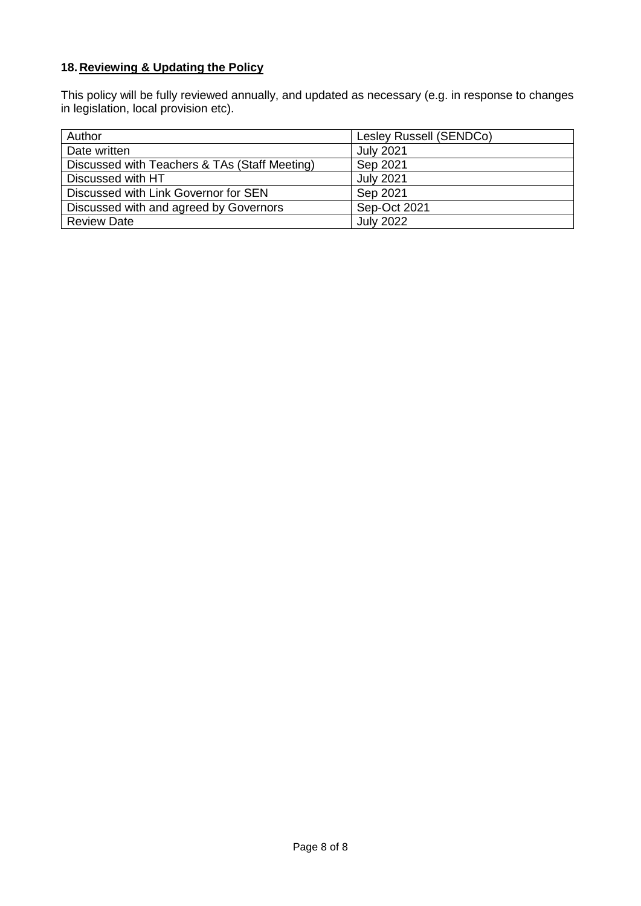## 18. Reviewing & Updating the Policy

This policy will be fully reviewed annually, and updated as necessary (e.g. in response to changes in legislation, local provision etc).

| | |
|---|---|
| Author | Lesley Russell (SENDCo) |
| Date written | July 2021 |
| Discussed with Teachers & TAs (Staff Meeting) | Sep 2021 |
| Discussed with HT | July 2021 |
| Discussed with Link Governor for SEN | Sep 2021 |
| Discussed with and agreed by Governors | Sep-Oct 2021 |
| Review Date | July 2022 |